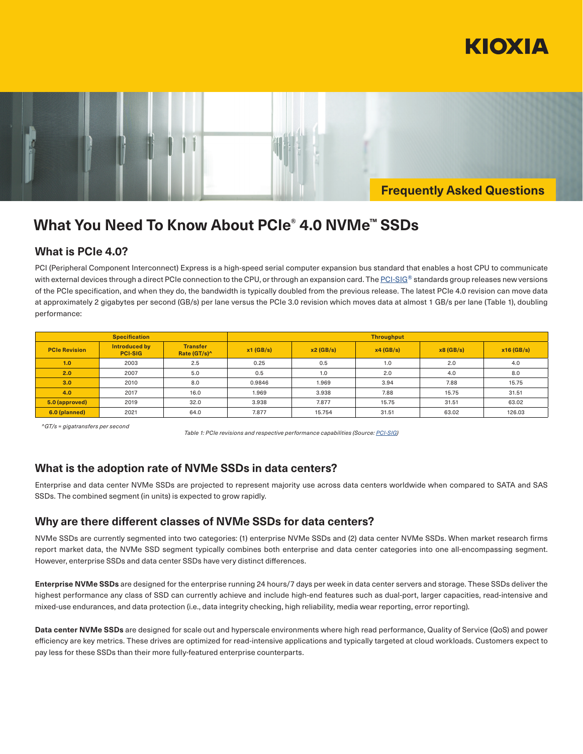KIOXIA

Frequently Asked Questions

# What You Need To Know About PCIe® 4.0 NVMe™ SSDs

## What is PCIe 4.0?

PCI (Peripheral Component Interconnect) Express is a high-speed serial computer expansion bus standard that enables a host CPU to communicate with external devices through a direct PCIe connection to the CPU, or through an expansion card. The PCI-SIG® standards group releases new versions of the PCIe specification, and when they do, the bandwidth is typically doubled from the previous release. The latest PCIe 4.0 revision can move data at approximately 2 gigabytes per second (GB/s) per lane versus the PCIe 3.0 revision which moves data at almost 1 GB/s per lane (Table 1), doubling performance:

| Specification | | | Throughput | | | | |
|---|---|---|---|---|---|---|---|
| PCIe Revision | Introduced by PCI-SIG | Transfer Rate (GT/s)^ | x1 (GB/s) | x2 (GB/s) | x4 (GB/s) | x8 (GB/s) | x16 (GB/s) |
| 1.0 | 2003 | 2.5 | 0.25 | 0.5 | 1.0 | 2.0 | 4.0 |
| 2.0 | 2007 | 5.0 | 0.5 | 1.0 | 2.0 | 4.0 | 8.0 |
| 3.0 | 2010 | 8.0 | 0.9846 | 1.969 | 3.94 | 7.88 | 15.75 |
| 4.0 | 2017 | 16.0 | 1.969 | 3.938 | 7.88 | 15.75 | 31.51 |
| 5.0 (approved) | 2019 | 32.0 | 3.938 | 7.877 | 15.75 | 31.51 | 63.02 |
| 6.0 (planned) | 2021 | 64.0 | 7.877 | 15.754 | 31.51 | 63.02 | 126.03 |

*^GT/s = gigatransfers per second*

*Table 1: PCIe revisions and respective performance capabilities (Source: PCI-SIG)*

## What is the adoption rate of NVMe SSDs in data centers?

Enterprise and data center NVMe SSDs are projected to represent majority use across data centers worldwide when compared to SATA and SAS SSDs. The combined segment (in units) is expected to grow rapidly.

## Why are there different classes of NVMe SSDs for data centers?

NVMe SSDs are currently segmented into two categories: (1) enterprise NVMe SSDs and (2) data center NVMe SSDs. When market research firms report market data, the NVMe SSD segment typically combines both enterprise and data center categories into one all-encompassing segment. However, enterprise SSDs and data center SSDs have very distinct differences.

**Enterprise NVMe SSDs** are designed for the enterprise running 24 hours/7 days per week in data center servers and storage. These SSDs deliver the highest performance any class of SSD can currently achieve and include high-end features such as dual-port, larger capacities, read-intensive and mixed-use endurances, and data protection (i.e., data integrity checking, high reliability, media wear reporting, error reporting).

**Data center NVMe SSDs** are designed for scale out and hyperscale environments where high read performance, Quality of Service (QoS) and power efficiency are key metrics. These drives are optimized for read-intensive applications and typically targeted at cloud workloads. Customers expect to pay less for these SSDs than their more fully-featured enterprise counterparts.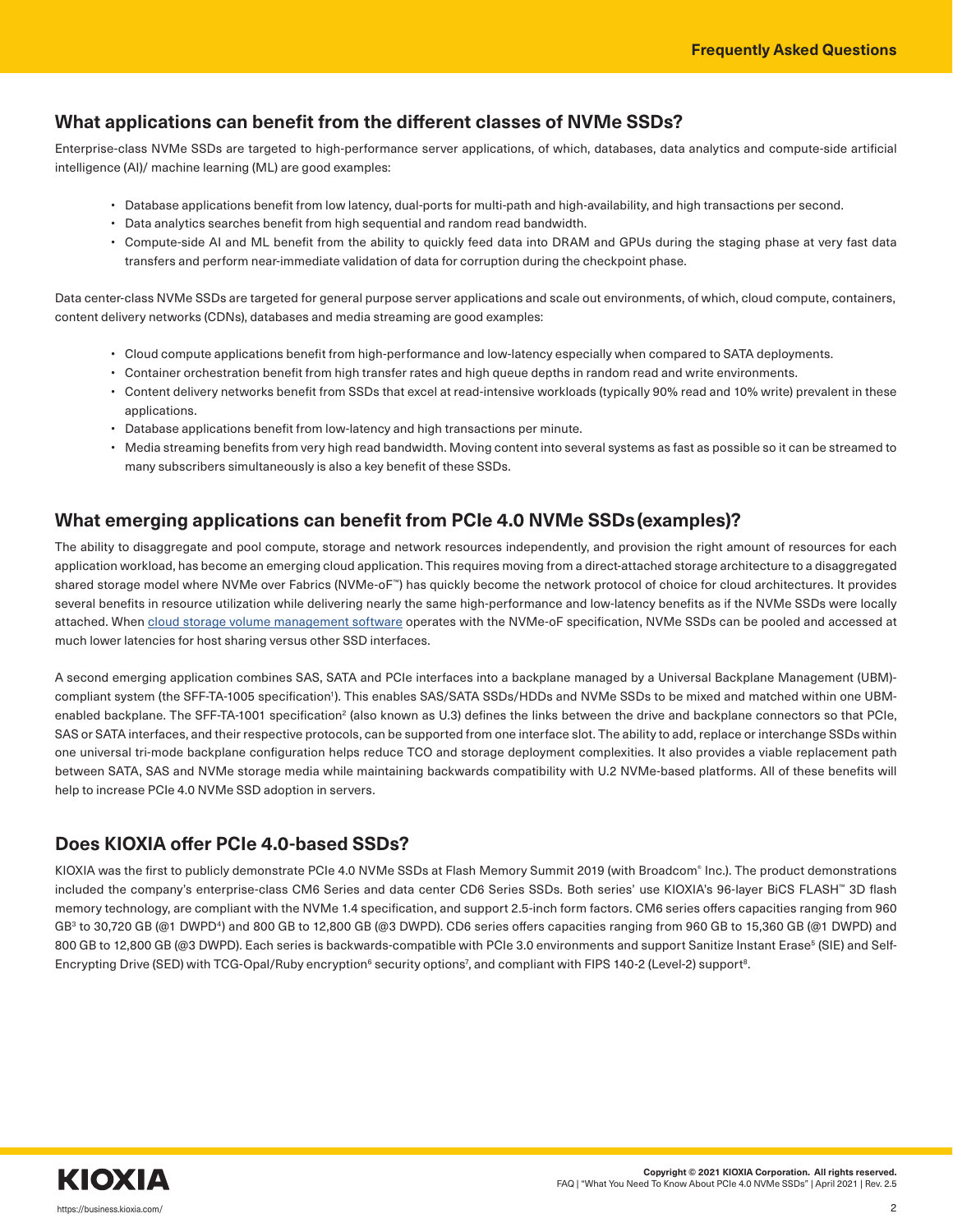## What applications can benefit from the different classes of NVMe SSDs?

Enterprise-class NVMe SSDs are targeted to high-performance server applications, of which, databases, data analytics and compute-side artificial intelligence (AI)/ machine learning (ML) are good examples:

- Database applications benefit from low latency, dual-ports for multi-path and high-availability, and high transactions per second.
- Data analytics searches benefit from high sequential and random read bandwidth.
- Compute-side AI and ML benefit from the ability to quickly feed data into DRAM and GPUs during the staging phase at very fast data transfers and perform near-immediate validation of data for corruption during the checkpoint phase.

Data center-class NVMe SSDs are targeted for general purpose server applications and scale out environments, of which, cloud compute, containers, content delivery networks (CDNs), databases and media streaming are good examples:

- Cloud compute applications benefit from high-performance and low-latency especially when compared to SATA deployments.
- Container orchestration benefit from high transfer rates and high queue depths in random read and write environments.
- Content delivery networks benefit from SSDs that excel at read-intensive workloads (typically 90% read and 10% write) prevalent in these applications.
- Database applications benefit from low-latency and high transactions per minute.
- Media streaming benefits from very high read bandwidth. Moving content into several systems as fast as possible so it can be streamed to many subscribers simultaneously is also a key benefit of these SSDs.

## What emerging applications can benefit from PCIe 4.0 NVMe SSDs (examples)?

The ability to disaggregate and pool compute, storage and network resources independently, and provision the right amount of resources for each application workload, has become an emerging cloud application. This requires moving from a direct-attached storage architecture to a disaggregated shared storage model where NVMe over Fabrics (NVMe-oF™) has quickly become the network protocol of choice for cloud architectures. It provides several benefits in resource utilization while delivering nearly the same high-performance and low-latency benefits as if the NVMe SSDs were locally attached. When cloud storage volume management software operates with the NVMe-oF specification, NVMe SSDs can be pooled and accessed at much lower latencies for host sharing versus other SSD interfaces.

A second emerging application combines SAS, SATA and PCIe interfaces into a backplane managed by a Universal Backplane Management (UBM)-compliant system (the SFF-TA-1005 specification[1]). This enables SAS/SATA SSDs/HDDs and NVMe SSDs to be mixed and matched within one UBM-enabled backplane. The SFF-TA-1001 specification[2] (also known as U.3) defines the links between the drive and backplane connectors so that PCIe, SAS or SATA interfaces, and their respective protocols, can be supported from one interface slot. The ability to add, replace or interchange SSDs within one universal tri-mode backplane configuration helps reduce TCO and storage deployment complexities. It also provides a viable replacement path between SATA, SAS and NVMe storage media while maintaining backwards compatibility with U.2 NVMe-based platforms. All of these benefits will help to increase PCIe 4.0 NVMe SSD adoption in servers.

## Does KIOXIA offer PCIe 4.0-based SSDs?

KIOXIA was the first to publicly demonstrate PCIe 4.0 NVMe SSDs at Flash Memory Summit 2019 (with Broadcom® Inc.). The product demonstrations included the company's enterprise-class CM6 Series and data center CD6 Series SSDs. Both series' use KIOXIA's 96-layer BiCS FLASH™ 3D flash memory technology, are compliant with the NVMe 1.4 specification, and support 2.5-inch form factors. CM6 series offers capacities ranging from 960 GB[3] to 30,720 GB (@1 DWPD[4]) and 800 GB to 12,800 GB (@3 DWPD). CD6 series offers capacities ranging from 960 GB to 15,360 GB (@1 DWPD) and 800 GB to 12,800 GB (@3 DWPD). Each series is backwards-compatible with PCIe 3.0 environments and support Sanitize Instant Erase[5] (SIE) and Self-Encrypting Drive (SED) with TCG-Opal/Ruby encryption[6] security options[7], and compliant with FIPS 140-2 (Level-2) support[8].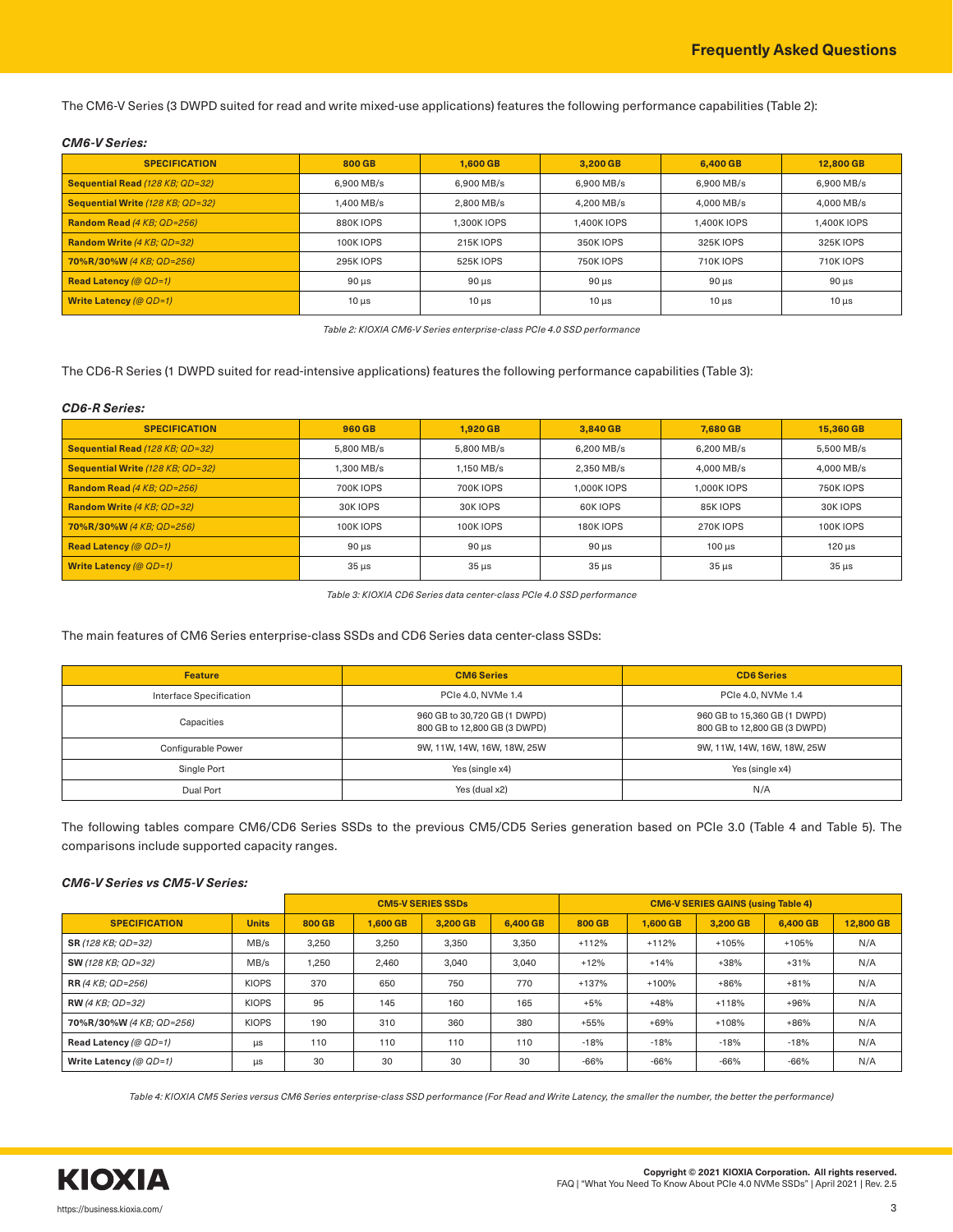The CM6-V Series (3 DWPD suited for read and write mixed-use applications) features the following performance capabilities (Table 2):

***CM6-V Series:***

| SPECIFICATION | 800 GB | 1,600 GB | 3,200 GB | 6,400 GB | 12,800 GB |
|---|---|---|---|---|---|
| **Sequential Read** *(128 KB; QD=32)* | 6,900 MB/s | 6,900 MB/s | 6,900 MB/s | 6,900 MB/s | 6,900 MB/s |
| **Sequential Write** *(128 KB; QD=32)* | 1,400 MB/s | 2,800 MB/s | 4,200 MB/s | 4,000 MB/s | 4,000 MB/s |
| **Random Read** *(4 KB; QD=256)* | 880K IOPS | 1,300K IOPS | 1,400K IOPS | 1,400K IOPS | 1,400K IOPS |
| **Random Write** *(4 KB; QD=32)* | 100K IOPS | 215K IOPS | 350K IOPS | 325K IOPS | 325K IOPS |
| **70%R/30%W** *(4 KB; QD=256)* | 295K IOPS | 525K IOPS | 750K IOPS | 710K IOPS | 710K IOPS |
| **Read Latency** *(@ QD=1)* | 90 µs | 90 µs | 90 µs | 90 µs | 90 µs |
| **Write Latency** *(@ QD=1)* | 10 µs | 10 µs | 10 µs | 10 µs | 10 µs |

*Table 2: KIOXIA CM6-V Series enterprise-class PCIe 4.0 SSD performance*

The CD6-R Series (1 DWPD suited for read-intensive applications) features the following performance capabilities (Table 3):

***CD6-R Series:***

| SPECIFICATION | 960 GB | 1,920 GB | 3,840 GB | 7,680 GB | 15,360 GB |
|---|---|---|---|---|---|
| **Sequential Read** *(128 KB; QD=32)* | 5,800 MB/s | 5,800 MB/s | 6,200 MB/s | 6,200 MB/s | 5,500 MB/s |
| **Sequential Write** *(128 KB; QD=32)* | 1,300 MB/s | 1,150 MB/s | 2,350 MB/s | 4,000 MB/s | 4,000 MB/s |
| **Random Read** *(4 KB; QD=256)* | 700K IOPS | 700K IOPS | 1,000K IOPS | 1,000K IOPS | 750K IOPS |
| **Random Write** *(4 KB; QD=32)* | 30K IOPS | 30K IOPS | 60K IOPS | 85K IOPS | 30K IOPS |
| **70%R/30%W** *(4 KB; QD=256)* | 100K IOPS | 100K IOPS | 180K IOPS | 270K IOPS | 100K IOPS |
| **Read Latency** *(@ QD=1)* | 90 µs | 90 µs | 90 µs | 100 µs | 120 µs |
| **Write Latency** *(@ QD=1)* | 35 µs | 35 µs | 35 µs | 35 µs | 35 µs |

*Table 3: KIOXIA CD6 Series data center-class PCIe 4.0 SSD performance*

The main features of CM6 Series enterprise-class SSDs and CD6 Series data center-class SSDs:

| Feature | CM6 Series | CD6 Series |
|---|---|---|
| Interface Specification | PCIe 4.0, NVMe 1.4 | PCIe 4.0, NVMe 1.4 |
| Capacities | 960 GB to 30,720 GB (1 DWPD)<br>800 GB to 12,800 GB (3 DWPD) | 960 GB to 15,360 GB (1 DWPD)<br>800 GB to 12,800 GB (3 DWPD) |
| Configurable Power | 9W, 11W, 14W, 16W, 18W, 25W | 9W, 11W, 14W, 16W, 18W, 25W |
| Single Port | Yes (single x4) | Yes (single x4) |
| Dual Port | Yes (dual x2) | N/A |

The following tables compare CM6/CD6 Series SSDs to the previous CM5/CD5 Series generation based on PCIe 3.0 (Table 4 and Table 5). The comparisons include supported capacity ranges.

***CM6-V Series vs CM5-V Series:***

| | | CM5-V SERIES SSDs | | | | CM6-V SERIES GAINS (using Table 4) | | | | |
|---|---|---|---|---|---|---|---|---|---|---|
| **SPECIFICATION** | **Units** | **800 GB** | **1,600 GB** | **3,200 GB** | **6,400 GB** | **800 GB** | **1,600 GB** | **3,200 GB** | **6,400 GB** | **12,800 GB** |
| **SR** *(128 KB; QD=32)* | MB/s | 3,250 | 3,250 | 3,350 | 3,350 | +112% | +112% | +105% | +105% | N/A |
| **SW** *(128 KB; QD=32)* | MB/s | 1,250 | 2,460 | 3,040 | 3,040 | +12% | +14% | +38% | +31% | N/A |
| **RR** *(4 KB; QD=256)* | KIOPS | 370 | 650 | 750 | 770 | +137% | +100% | +86% | +81% | N/A |
| **RW** *(4 KB; QD=32)* | KIOPS | 95 | 145 | 160 | 165 | +5% | +48% | +118% | +96% | N/A |
| **70%R/30%W** *(4 KB; QD=256)* | KIOPS | 190 | 310 | 360 | 380 | +55% | +69% | +108% | +86% | N/A |
| **Read Latency** *(@ QD=1)* | µs | 110 | 110 | 110 | 110 | -18% | -18% | -18% | -18% | N/A |
| **Write Latency** *(@ QD=1)* | µs | 30 | 30 | 30 | 30 | -66% | -66% | -66% | -66% | N/A |

*Table 4: KIOXIA CM5 Series versus CM6 Series enterprise-class SSD performance (For Read and Write Latency, the smaller the number, the better the performance)*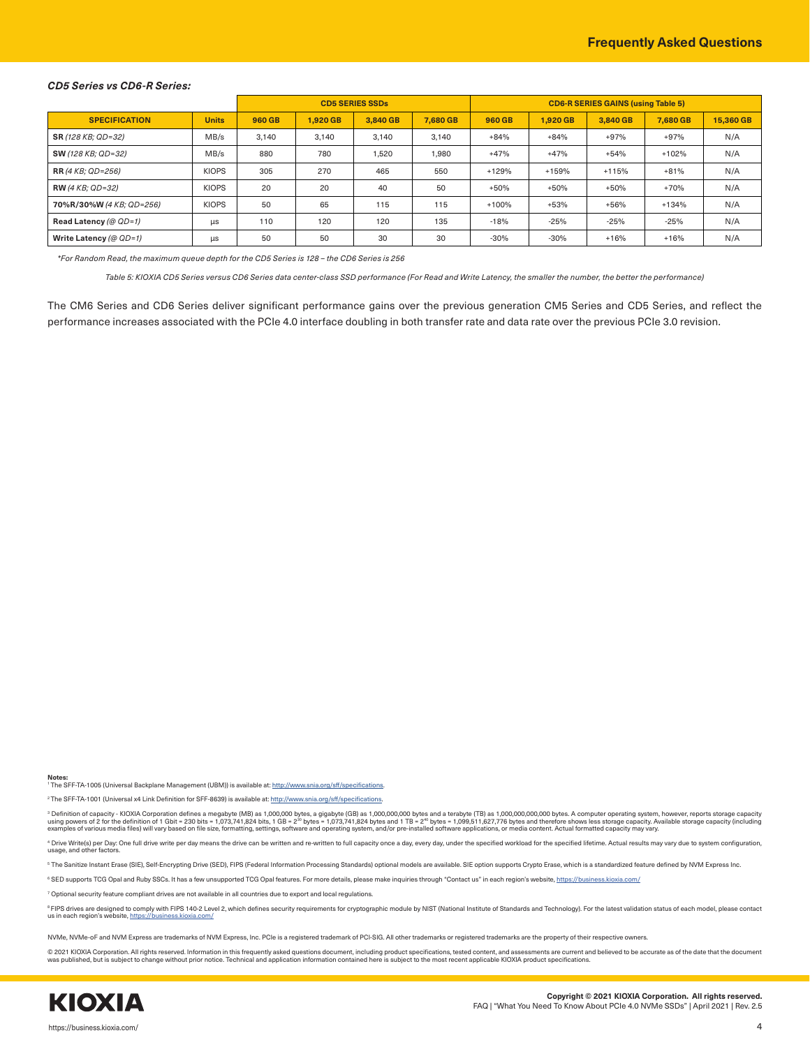*CD5 Series vs CD6-R Series:*

| | | CD5 SERIES SSDs | | | | CD6-R SERIES GAINS (using Table 5) | | | | |
|---|---|---|---|---|---|---|---|---|---|---|
| **SPECIFICATION** | **Units** | **960 GB** | **1,920 GB** | **3,840 GB** | **7,680 GB** | **960 GB** | **1,920 GB** | **3,840 GB** | **7,680 GB** | **15,360 GB** |
| **SR** *(128 KB; QD=32)* | MB/s | 3,140 | 3,140 | 3,140 | 3,140 | +84% | +84% | +97% | +97% | N/A |
| **SW** *(128 KB; QD=32)* | MB/s | 880 | 780 | 1,520 | 1,980 | +47% | +47% | +54% | +102% | N/A |
| **RR** *(4 KB; QD=256)* | KIOPS | 305 | 270 | 465 | 550 | +129% | +159% | +115% | +81% | N/A |
| **RW** *(4 KB; QD=32)* | KIOPS | 20 | 20 | 40 | 50 | +50% | +50% | +50% | +70% | N/A |
| **70%R/30%W** *(4 KB; QD=256)* | KIOPS | 50 | 65 | 115 | 115 | +100% | +53% | +56% | +134% | N/A |
| **Read Latency** *(@ QD=1)* | µs | 110 | 120 | 120 | 135 | -18% | -25% | -25% | -25% | N/A |
| **Write Latency** *(@ QD=1)* | µs | 50 | 50 | 30 | 30 | -30% | -30% | +16% | +16% | N/A |

*\*For Random Read, the maximum queue depth for the CD5 Series is 128 – the CD6 Series is 256*

*Table 5: KIOXIA CD5 Series versus CD6 Series data center-class SSD performance (For Read and Write Latency, the smaller the number, the better the performance)*

The CM6 Series and CD6 Series deliver significant performance gains over the previous generation CM5 Series and CD5 Series, and reflect the performance increases associated with the PCIe 4.0 interface doubling in both transfer rate and data rate over the previous PCIe 3.0 revision.

**Notes:**

[1] The SFF-TA-1005 (Universal Backplane Management (UBM)) is available at: http://www.snia.org/sff/specifications.

[2] The SFF-TA-1001 (Universal x4 Link Definition for SFF-8639) is available at: http://www.snia.org/sff/specifications.

[3] Definition of capacity - KIOXIA Corporation defines a megabyte (MB) as 1,000,000 bytes, a gigabyte (GB) as 1,000,000,000 bytes and a terabyte (TB) as 1,000,000,000,000 bytes. A computer operating system, however, reports storage capacity using powers of 2 for the definition of 1 Gbit = 230 bits = 1,073,741,824 bits, 1 GB = $2^{30}$ bytes = 1,073,741,824 bytes and 1 TB = $2^{40}$ bytes = 1,099,511,627,776 bytes and therefore shows less storage capacity. Available storage capacity (including examples of various media files) will vary based on file size, formatting, settings, software and operating system, and/or pre-installed software applications, or media content. Actual formatted capacity may vary.

[4] Drive Write(s) per Day: One full drive write per day means the drive can be written and re-written to full capacity once a day, every day, under the specified workload for the specified lifetime. Actual results may vary due to system configuration, usage, and other factors.

[5] The Sanitize Instant Erase (SIE), Self-Encrypting Drive (SED), FIPS (Federal Information Processing Standards) optional models are available. SIE option supports Crypto Erase, which is a standardized feature defined by NVM Express Inc.

[6] SED supports TCG Opal and Ruby SSCs. It has a few unsupported TCG Opal features. For more details, please make inquiries through "Contact us" in each region's website, https://business.kioxia.com/

[7] Optional security feature compliant drives are not available in all countries due to export and local regulations.

[8] FIPS drives are designed to comply with FIPS 140-2 Level 2, which defines security requirements for cryptographic module by NIST (National Institute of Standards and Technology). For the latest validation status of each model, please contact us in each region's website, https://business.kioxia.com/

NVMe, NVMe-oF and NVM Express are trademarks of NVM Express, Inc. PCIe is a registered trademark of PCI-SIG. All other trademarks or registered trademarks are the property of their respective owners.

© 2021 KIOXIA Corporation. All rights reserved. Information in this frequently asked questions document, including product specifications, tested content, and assessments are current and believed to be accurate as of the date that the document was published, but is subject to change without prior notice. Technical and application information contained here is subject to the most recent applicable KIOXIA product specifications.